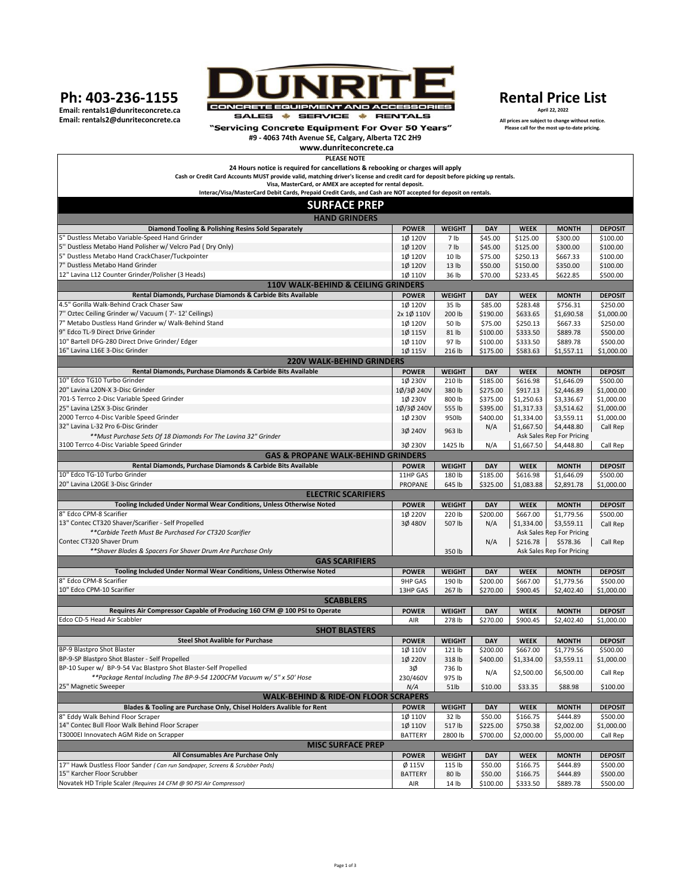**Ph: 403-236-1155**
**Email: rentals1@dunriteconcrete.ca**
**Email: rentals2@dunriteconcrete.ca**

# DUNRITE

CONCRETE EQUIPMENT AND ACCESSORIES
SALES ✦ SERVICE ✦ RENTALS

"Servicing Concrete Equipment For Over 50 Years"
#9 - 4063 74th Avenue SE, Calgary, Alberta T2C 2H9
www.dunriteconcrete.ca

# Rental Price List

**April 22, 2022**

All prices are subject to change without notice.
Please call for the most up-to-date pricing.

**PLEASE NOTE**

**24 Hours notice is required for cancellations & rebooking or charges will apply**
**Cash or Credit Card Accounts MUST provide valid, matching driver's license and credit card for deposit before picking up rentals.**
**Visa, MasterCard, or AMEX are accepted for rental deposit.**
**Interac/Visa/MasterCard Debit Cards, Prepaid Credit Cards, and Cash are NOT accepted for deposit on rentals.**

## SURFACE PREP

### HAND GRINDERS

| Diamond Tooling & Polishing Resins Sold Separately | POWER | WEIGHT | DAY | WEEK | MONTH | DEPOSIT |
|---|---|---|---|---|---|---|
| 5" Dustless Metabo Variable-Speed Hand Grinder | 1Ø 120V | 7 lb | $45.00 | $125.00 | $300.00 | $100.00 |
| 5" Dustless Metabo Hand Polisher w/ Velcro Pad ( Dry Only) | 1Ø 120V | 7 lb | $45.00 | $125.00 | $300.00 | $100.00 |
| 5" Dustless Metabo Hand CrackChaser/Tuckpointer | 1Ø 120V | 10 lb | $75.00 | $250.13 | $667.33 | $100.00 |
| 7" Dustless Metabo Hand Grinder | 1Ø 120V | 13 lb | $50.00 | $150.00 | $350.00 | $100.00 |
| 12" Lavina L12 Counter Grinder/Polisher (3 Heads) | 1Ø 110V | 36 lb | $70.00 | $233.45 | $622.85 | $500.00 |

### 110V WALK-BEHIND & CEILING GRINDERS

| Rental Diamonds, Purchase Diamonds & Carbide Bits Available | POWER | WEIGHT | DAY | WEEK | MONTH | DEPOSIT |
|---|---|---|---|---|---|---|
| 4.5" Gorilla Walk-Behind Crack Chaser Saw | 1Ø 120V | 35 lb | $85.00 | $283.48 | $756.31 | $250.00 |
| 7" Oztec Ceiling Grinder w/ Vacuum ( 7'- 12' Ceilings) | 2x 1Ø 110V | 200 lb | $190.00 | $633.65 | $1,690.58 | $1,000.00 |
| 7" Metabo Dustless Hand Grinder w/ Walk-Behind Stand | 1Ø 120V | 50 lb | $75.00 | $250.13 | $667.33 | $250.00 |
| 9" Edco TL-9 Direct Drive Grinder | 1Ø 115V | 81 lb | $100.00 | $333.50 | $889.78 | $500.00 |
| 10" Bartell DFG-280 Direct Drive Grinder/ Edger | 1Ø 110V | 97 lb | $100.00 | $333.50 | $889.78 | $500.00 |
| 16" Lavina L16E 3-Disc Grinder | 1Ø 115V | 216 lb | $175.00 | $583.63 | $1,557.11 | $1,000.00 |

### 220V WALK-BEHIND GRINDERS

| Rental Diamonds, Purchase Diamonds & Carbide Bits Available | POWER | WEIGHT | DAY | WEEK | MONTH | DEPOSIT |
|---|---|---|---|---|---|---|
| 10" Edco TG10 Turbo Grinder | 1Ø 230V | 210 lb | $185.00 | $616.98 | $1,646.09 | $500.00 |
| 20" Lavina L20N-X 3-Disc Grinder | 1Ø/3Ø 240V | 380 lb | $275.00 | $917.13 | $2,446.89 | $1,000.00 |
| 701-S Terrco 2-Disc Variable Speed Grinder | 1Ø 230V | 800 lb | $375.00 | $1,250.63 | $3,336.67 | $1,000.00 |
| 25" Lavina L25X 3-Disc Grinder | 1Ø/3Ø 240V | 555 lb | $395.00 | $1,317.33 | $3,514.62 | $1,000.00 |
| 2000 Terrco 4-Disc Varible Speed Grinder | 1Ø 230V | 950lb | $400.00 | $1,334.00 | $3,559.11 | $1,000.00 |
| 32" Lavina L-32 Pro 6-Disc Grinder | 3Ø 240V | 963 lb | N/A | $1,667.50 | $4,448.80 | Call Rep |
| *\*\*Must Purchase Sets Of 18 Diamonds For The Lavina 32" Grinder* | | | | Ask Sales Rep For Pricing | | |
| 3100 Terrco 4-Disc Variable Speed Grinder | 3Ø 230V | 1425 lb | N/A | $1,667.50 | $4,448.80 | Call Rep |

### GAS & PROPANE WALK-BEHIND GRINDERS

| Rental Diamonds, Purchase Diamonds & Carbide Bits Available | POWER | WEIGHT | DAY | WEEK | MONTH | DEPOSIT |
|---|---|---|---|---|---|---|
| 10" Edco TG-10 Turbo Grinder | 11HP GAS | 180 lb | $185.00 | $616.98 | $1,646.09 | $500.00 |
| 20" Lavina L20GE 3-Disc Grinder | PROPANE | 645 lb | $325.00 | $1,083.88 | $2,891.78 | $1,000.00 |

### ELECTRIC SCARIFIERS

| Tooling Included Under Normal Wear Conditions, Unless Otherwise Noted | POWER | WEIGHT | DAY | WEEK | MONTH | DEPOSIT |
|---|---|---|---|---|---|---|
| 8" Edco CPM-8 Scarifier | 1Ø 220V | 220 lb | $200.00 | $667.00 | $1,779.56 | $500.00 |
| 13" Contec CT320 Shaver/Scarifier - Self Propelled | 3Ø 480V | 507 lb | N/A | $1,334.00 | $3,559.11 | Call Rep |
| *\*\*Carbide Teeth Must Be Purchased For CT320 Scarifier* | | | | Ask Sales Rep For Pricing | | |
| Contec CT320 Shaver Drum | | | N/A | $216.78 | $578.36 | Call Rep |
| *\*\*Shaver Blades & Spacers For Shaver Drum Are Purchase Only* | | 350 lb | | Ask Sales Rep For Pricing | | |

### GAS SCARIFIERS

| Tooling Included Under Normal Wear Conditions, Unless Otherwise Noted | POWER | WEIGHT | DAY | WEEK | MONTH | DEPOSIT |
|---|---|---|---|---|---|---|
| 8" Edco CPM-8 Scarifier | 9HP GAS | 190 lb | $200.00 | $667.00 | $1,779.56 | $500.00 |
| 10" Edco CPM-10 Scarifier | 13HP GAS | 267 lb | $270.00 | $900.45 | $2,402.40 | $1,000.00 |

### SCABBLERS

| Requires Air Compressor Capable of Producing 160 CFM @ 100 PSI to Operate | POWER | WEIGHT | DAY | WEEK | MONTH | DEPOSIT |
|---|---|---|---|---|---|---|
| Edco CD-5 Head Air Scabbler | AIR | 278 lb | $270.00 | $900.45 | $2,402.40 | $1,000.00 |

### SHOT BLASTERS

| Steel Shot Avalible for Purchase | POWER | WEIGHT | DAY | WEEK | MONTH | DEPOSIT |
|---|---|---|---|---|---|---|
| BP-9 Blastpro Shot Blaster | 1Ø 110V | 121 lb | $200.00 | $667.00 | $1,779.56 | $500.00 |
| BP-9-SP Blastpro Shot Blaster - Self Propelled | 1Ø 220V | 318 lb | $400.00 | $1,334.00 | $3,559.11 | $1,000.00 |
| BP-10 Super w/ BP-9-54 Vac Blastpro Shot Blaster-Self Propelled | 3Ø | 736 lb | N/A | $2,500.00 | $6,500.00 | Call Rep |
| *\*\*Package Rental Including The BP-9-54 1200CFM Vacuum w/ 5" x 50' Hose* | 230/460V | 975 lb | | | | |
| 25" Magnetic Sweeper | N/A | 51lb | $10.00 | $33.35 | $88.98 | $100.00 |

### WALK-BEHIND & RIDE-ON FLOOR SCRAPERS

| Blades & Tooling are Purchase Only, Chisel Holders Avalible for Rent | POWER | WEIGHT | DAY | WEEK | MONTH | DEPOSIT |
|---|---|---|---|---|---|---|
| 8" Eddy Walk Behind Floor Scraper | 1Ø 110V | 32 lb | $50.00 | $166.75 | $444.89 | $500.00 |
| 14" Contec Bull Floor Walk Behind Floor Scraper | 1Ø 110V | 517 lb | $225.00 | $750.38 | $2,002.00 | $1,000.00 |
| T3000EI Innovatech AGM Ride on Scrapper | BATTERY | 2800 lb | $700.00 | $2,000.00 | $5,000.00 | Call Rep |

### MISC SURFACE PREP

| All Consumables Are Purchase Only | POWER | WEIGHT | DAY | WEEK | MONTH | DEPOSIT |
|---|---|---|---|---|---|---|
| 17" Hawk Dustless Floor Sander *( Can run Sandpaper, Screens & Scrubber Pads)* | Ø 115V | 115 lb | $50.00 | $166.75 | $444.89 | $500.00 |
| 15" Karcher Floor Scrubber | BATTERY | 80 lb | $50.00 | $166.75 | $444.89 | $500.00 |
| Novatek HD Triple Scaler *(Requires 14 CFM @ 90 PSI Air Compressor)* | AIR | 14 lb | $100.00 | $333.50 | $889.78 | $500.00 |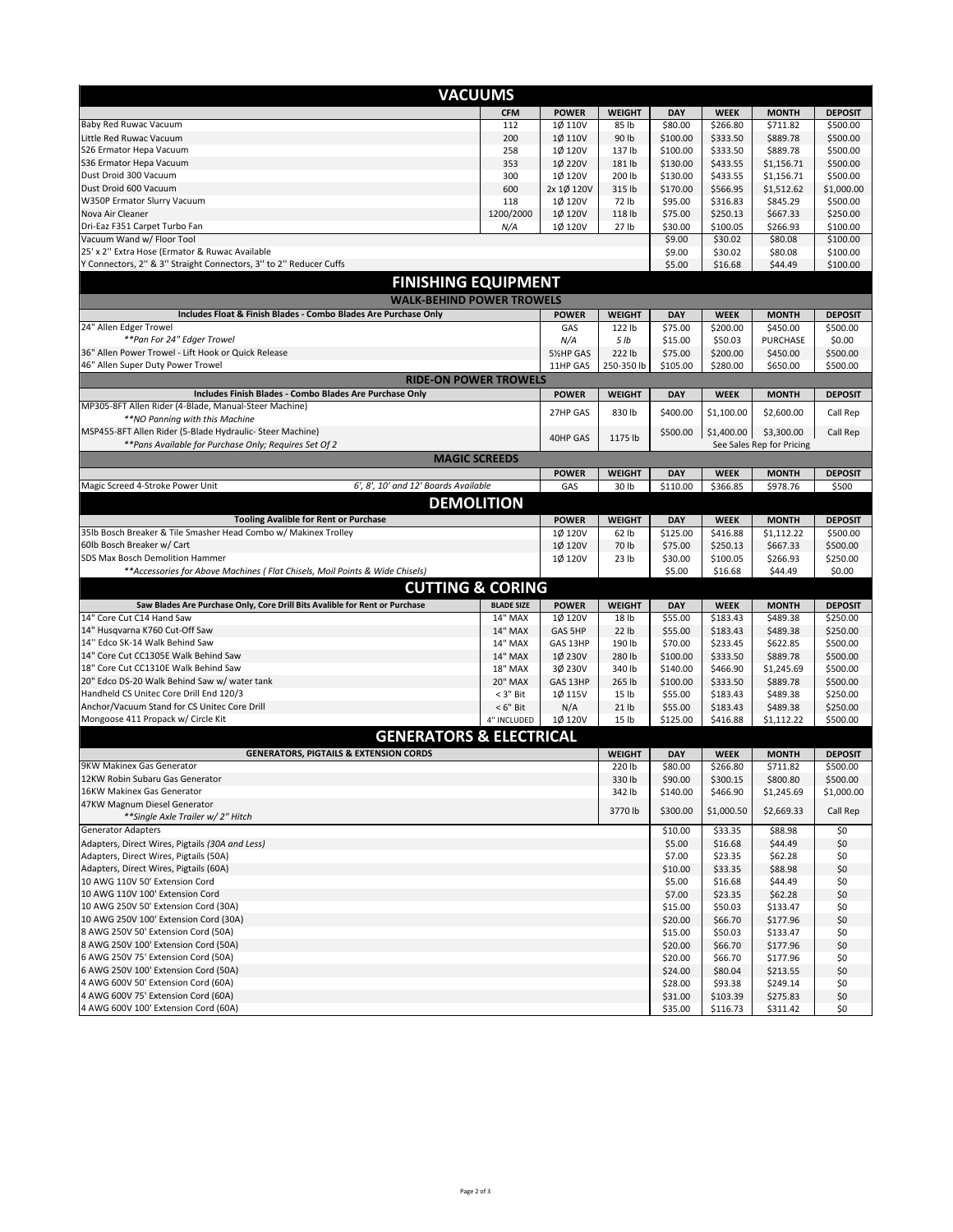## VACUUMS

| | CFM | POWER | WEIGHT | DAY | WEEK | MONTH | DEPOSIT |
|---|---|---|---|---|---|---|---|
| Baby Red Ruwac Vacuum | 112 | 1Ø 110V | 85 lb | $80.00 | $266.80 | $711.82 | $500.00 |
| Little Red Ruwac Vacuum | 200 | 1Ø 110V | 90 lb | $100.00 | $333.50 | $889.78 | $500.00 |
| S26 Ermator Hepa Vacuum | 258 | 1Ø 120V | 137 lb | $100.00 | $333.50 | $889.78 | $500.00 |
| S36 Ermator Hepa Vacuum | 353 | 1Ø 220V | 181 lb | $130.00 | $433.55 | $1,156.71 | $500.00 |
| Dust Droid 300 Vacuum | 300 | 1Ø 120V | 200 lb | $130.00 | $433.55 | $1,156.71 | $500.00 |
| Dust Droid 600 Vacuum | 600 | 2x 1Ø 120V | 315 lb | $170.00 | $566.95 | $1,512.62 | $1,000.00 |
| W350P Ermator Slurry Vacuum | 118 | 1Ø 120V | 72 lb | $95.00 | $316.83 | $845.29 | $500.00 |
| Nova Air Cleaner | 1200/2000 | 1Ø 120V | 118 lb | $75.00 | $250.13 | $667.33 | $250.00 |
| Dri-Eaz F351 Carpet Turbo Fan | *N/A* | 1Ø 120V | 27 lb | $30.00 | $100.05 | $266.93 | $100.00 |
| Vacuum Wand w/ Floor Tool | | | | $9.00 | $30.02 | $80.08 | $100.00 |
| 25' x 2'' Extra Hose (Ermator & Ruwac Available | | | | $9.00 | $30.02 | $80.08 | $100.00 |
| Y Connectors, 2'' & 3'' Straight Connectors, 3'' to 2'' Reducer Cuffs | | | | $5.00 | $16.68 | $44.49 | $100.00 |

## FINISHING EQUIPMENT

### WALK-BEHIND POWER TROWELS

| Includes Float & Finish Blades - Combo Blades Are Purchase Only | POWER | WEIGHT | DAY | WEEK | MONTH | DEPOSIT |
|---|---|---|---|---|---|---|
| 24" Allen Edger Trowel | GAS | 122 lb | $75.00 | $200.00 | $450.00 | $500.00 |
| *\*\*Pan For 24" Edger Trowel* | *N/A* | *5 lb* | $15.00 | $50.03 | PURCHASE | $0.00 |
| 36" Allen Power Trowel - Lift Hook or Quick Release | 5½HP GAS | 222 lb | $75.00 | $200.00 | $450.00 | $500.00 |
| 46" Allen Super Duty Power Trowel | 11HP GAS | 250-350 lb | $105.00 | $280.00 | $650.00 | $500.00 |

### RIDE-ON POWER TROWELS

| Includes Finish Blades - Combo Blades Are Purchase Only | POWER | WEIGHT | DAY | WEEK | MONTH | DEPOSIT |
|---|---|---|---|---|---|---|
| MP305-8FT Allen Rider (4-Blade, Manual-Steer Machine)<br>*\*\*NO Panning with this Machine* | 27HP GAS | 830 lb | $400.00 | $1,100.00 | $2,600.00 | Call Rep |
| MSP455-8FT Allen Rider (5-Blade Hydraulic- Steer Machine)<br>*\*\*Pans Available for Purchase Only; Requires Set Of 2* | 40HP GAS | 1175 lb | $500.00 | $1,400.00<br>See Sales Rep for Pricing | $3,300.00 | Call Rep |

### MAGIC SCREEDS

| | POWER | WEIGHT | DAY | WEEK | MONTH | DEPOSIT |
|---|---|---|---|---|---|---|
| Magic Screed 4-Stroke Power Unit — *6', 8', 10' and 12' Boards Available* | GAS | 30 lb | $110.00 | $366.85 | $978.76 | $500 |

## DEMOLITION

| Tooling Avalible for Rent or Purchase | POWER | WEIGHT | DAY | WEEK | MONTH | DEPOSIT |
|---|---|---|---|---|---|---|
| 35lb Bosch Breaker & Tile Smasher Head Combo w/ Makinex Trolley | 1Ø 120V | 62 lb | $125.00 | $416.88 | $1,112.22 | $500.00 |
| 60lb Bosch Breaker w/ Cart | 1Ø 120V | 70 lb | $75.00 | $250.13 | $667.33 | $500.00 |
| SDS Max Bosch Demolition Hammer | 1Ø 120V | 23 lb | $30.00 | $100.05 | $266.93 | $250.00 |
| *\*\*Accessories for Above Machines ( Flat Chisels, Moil Points & Wide Chisels)* | | | $5.00 | $16.68 | $44.49 | $0.00 |

## CUTTING & CORING

| Saw Blades Are Purchase Only, Core Drill Bits Avalible for Rent or Purchase | BLADE SIZE | POWER | WEIGHT | DAY | WEEK | MONTH | DEPOSIT |
|---|---|---|---|---|---|---|---|
| 14" Core Cut C14 Hand Saw | 14" MAX | 1Ø 120V | 18 lb | $55.00 | $183.43 | $489.38 | $250.00 |
| 14" Husqvarna K760 Cut-Off Saw | 14" MAX | GAS 5HP | 22 lb | $55.00 | $183.43 | $489.38 | $250.00 |
| 14'' Edco SK-14 Walk Behind Saw | 14" MAX | GAS 13HP | 190 lb | $70.00 | $233.45 | $622.85 | $500.00 |
| 14" Core Cut CC1305E Walk Behind Saw | 14" MAX | 1Ø 230V | 280 lb | $100.00 | $333.50 | $889.78 | $500.00 |
| 18" Core Cut CC1310E Walk Behind Saw | 18" MAX | 3Ø 230V | 340 lb | $140.00 | $466.90 | $1,245.69 | $500.00 |
| 20" Edco DS-20 Walk Behind Saw w/ water tank | 20" MAX | GAS 13HP | 265 lb | $100.00 | $333.50 | $889.78 | $500.00 |
| Handheld CS Unitec Core Drill End 120/3 | < 3" Bit | 1Ø 115V | 15 lb | $55.00 | $183.43 | $489.38 | $250.00 |
| Anchor/Vacuum Stand for CS Unitec Core Drill | < 6" Bit | N/A | 21 lb | $55.00 | $183.43 | $489.38 | $250.00 |
| Mongoose 411 Propack w/ Circle Kit | 4" INCLUDED | 1Ø 120V | 15 lb | $125.00 | $416.88 | $1,112.22 | $500.00 |

## GENERATORS & ELECTRICAL

| GENERATORS, PIGTAILS & EXTENSION CORDS | WEIGHT | DAY | WEEK | MONTH | DEPOSIT |
|---|---|---|---|---|---|
| 9KW Makinex Gas Generator | 220 lb | $80.00 | $266.80 | $711.82 | $500.00 |
| 12KW Robin Subaru Gas Generator | 330 lb | $90.00 | $300.15 | $800.80 | $500.00 |
| 16KW Makinex Gas Generator | 342 lb | $140.00 | $466.90 | $1,245.69 | $1,000.00 |
| 47KW Magnum Diesel Generator<br>*\*\*Single Axle Trailer w/ 2" Hitch* | 3770 lb | $300.00 | $1,000.50 | $2,669.33 | Call Rep |
| Generator Adapters | | $10.00 | $33.35 | $88.98 | $0 |
| Adapters, Direct Wires, Pigtails *(30A and Less)* | | $5.00 | $16.68 | $44.49 | $0 |
| Adapters, Direct Wires, Pigtails (50A) | | $7.00 | $23.35 | $62.28 | $0 |
| Adapters, Direct Wires, Pigtails (60A) | | $10.00 | $33.35 | $88.98 | $0 |
| 10 AWG 110V 50' Extension Cord | | $5.00 | $16.68 | $44.49 | $0 |
| 10 AWG 110V 100' Extension Cord | | $7.00 | $23.35 | $62.28 | $0 |
| 10 AWG 250V 50' Extension Cord (30A) | | $15.00 | $50.03 | $133.47 | $0 |
| 10 AWG 250V 100' Extension Cord (30A) | | $20.00 | $66.70 | $177.96 | $0 |
| 8 AWG 250V 50' Extension Cord (50A) | | $15.00 | $50.03 | $133.47 | $0 |
| 8 AWG 250V 100' Extension Cord (50A) | | $20.00 | $66.70 | $177.96 | $0 |
| 6 AWG 250V 75' Extension Cord (50A) | | $20.00 | $66.70 | $177.96 | $0 |
| 6 AWG 250V 100' Extension Cord (50A) | | $24.00 | $80.04 | $213.55 | $0 |
| 4 AWG 600V 50' Extension Cord (60A) | | $28.00 | $93.38 | $249.14 | $0 |
| 4 AWG 600V 75' Extension Cord (60A) | | $31.00 | $103.39 | $275.83 | $0 |
| 4 AWG 600V 100' Extension Cord (60A) | | $35.00 | $116.73 | $311.42 | $0 |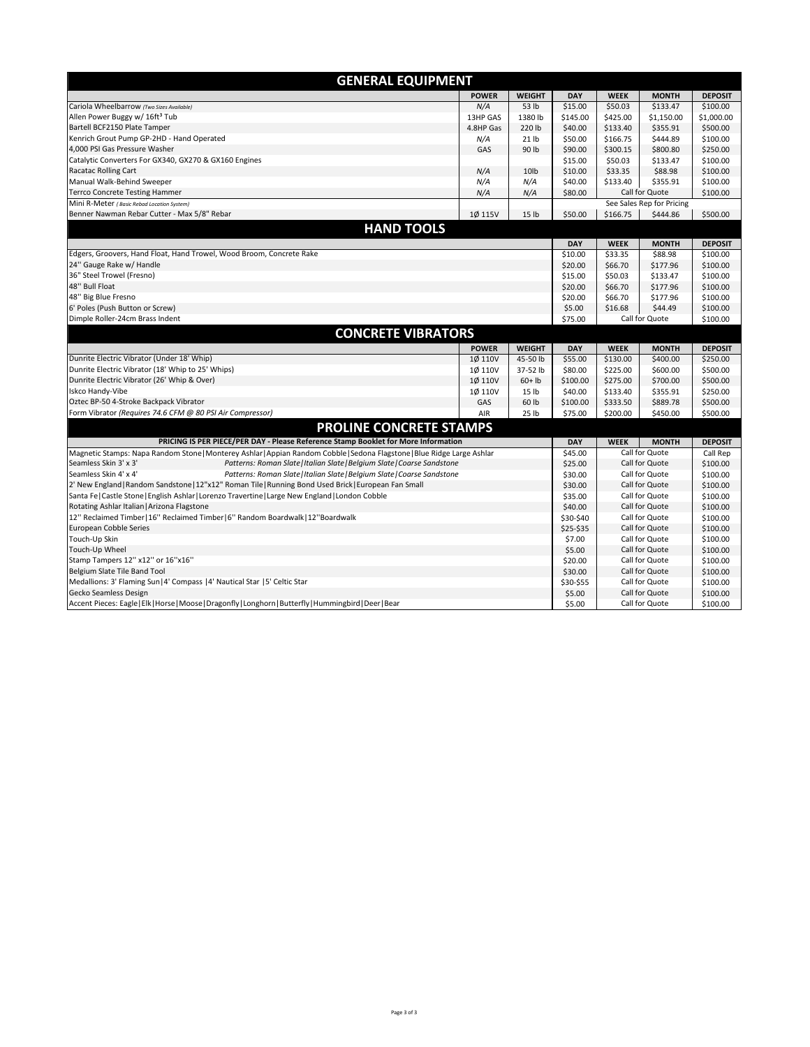## GENERAL EQUIPMENT

| | POWER | WEIGHT | DAY | WEEK | MONTH | DEPOSIT |
|---|---|---|---|---|---|---|
| Cariola Wheelbarrow *(Two Sizes Available)* | N/A | 53 lb | \$15.00 | \$50.03 | \$133.47 | \$100.00 |
| Allen Power Buggy w/ 16ft³ Tub | 13HP GAS | 1380 lb | \$145.00 | \$425.00 | \$1,150.00 | \$1,000.00 |
| Bartell BCF2150 Plate Tamper | 4.8HP Gas | 220 lb | \$40.00 | \$133.40 | \$355.91 | \$500.00 |
| Kenrich Grout Pump GP-2HD - Hand Operated | N/A | 21 lb | \$50.00 | \$166.75 | \$444.89 | \$100.00 |
| 4,000 PSI Gas Pressure Washer | GAS | 90 lb | \$90.00 | \$300.15 | \$800.80 | \$250.00 |
| Catalytic Converters For GX340, GX270 & GX160 Engines | | | \$15.00 | \$50.03 | \$133.47 | \$100.00 |
| Racatac Rolling Cart | N/A | 10lb | \$10.00 | \$33.35 | \$88.98 | \$100.00 |
| Manual Walk-Behind Sweeper | N/A | N/A | \$40.00 | \$133.40 | \$355.91 | \$100.00 |
| Terrco Concrete Testing Hammer | N/A | N/A | \$80.00 | Call for Quote | | \$100.00 |
| Mini R-Meter *( Basic Rebad Location System)* | | | See Sales Rep for Pricing | | | |
| Benner Nawman Rebar Cutter - Max 5/8" Rebar | 1Ø 115V | 15 lb | \$50.00 | \$166.75 | \$444.86 | \$500.00 |

## HAND TOOLS

| | DAY | WEEK | MONTH | DEPOSIT |
|---|---|---|---|---|
| Edgers, Groovers, Hand Float, Hand Trowel, Wood Broom, Concrete Rake | \$10.00 | \$33.35 | \$88.98 | \$100.00 |
| 24" Gauge Rake w/ Handle | \$20.00 | \$66.70 | \$177.96 | \$100.00 |
| 36" Steel Trowel (Fresno) | \$15.00 | \$50.03 | \$133.47 | \$100.00 |
| 48" Bull Float | \$20.00 | \$66.70 | \$177.96 | \$100.00 |
| 48" Big Blue Fresno | \$20.00 | \$66.70 | \$177.96 | \$100.00 |
| 6' Poles (Push Button or Screw) | \$5.00 | \$16.68 | \$44.49 | \$100.00 |
| Dimple Roller-24cm Brass Indent | \$75.00 | Call for Quote | | \$100.00 |

## CONCRETE VIBRATORS

| | POWER | WEIGHT | DAY | WEEK | MONTH | DEPOSIT |
|---|---|---|---|---|---|---|
| Dunrite Electric Vibrator (Under 18' Whip) | 1Ø 110V | 45-50 lb | \$55.00 | \$130.00 | \$400.00 | \$250.00 |
| Dunrite Electric Vibrator (18' Whip to 25' Whips) | 1Ø 110V | 37-52 lb | \$80.00 | \$225.00 | \$600.00 | \$500.00 |
| Dunrite Electric Vibrator (26' Whip & Over) | 1Ø 110V | 60+ lb | \$100.00 | \$275.00 | \$700.00 | \$500.00 |
| Iskco Handy-Vibe | 1Ø 110V | 15 lb | \$40.00 | \$133.40 | \$355.91 | \$250.00 |
| Oztec BP-50 4-Stroke Backpack Vibrator | GAS | 60 lb | \$100.00 | \$333.50 | \$889.78 | \$500.00 |
| Form Vibrator *(Requires 74.6 CFM @ 80 PSI Air Compressor)* | AIR | 25 lb | \$75.00 | \$200.00 | \$450.00 | \$500.00 |

## PROLINE CONCRETE STAMPS

| PRICING IS PER PIECE/PER DAY - Please Reference Stamp Booklet for More Information | | DAY | WEEK | MONTH | DEPOSIT |
|---|---|---|---|---|---|
| Magnetic Stamps: Napa Random Stone\|Monterey Ashlar\|Appian Random Cobble\|Sedona Flagstone\|Blue Ridge Large Ashlar | | \$45.00 | Call for Quote | | Call Rep |
| Seamless Skin 3' x 3' | *Patterns: Roman Slate\|Italian Slate\|Belgium Slate\|Coarse Sandstone* | \$25.00 | Call for Quote | | \$100.00 |
| Seamless Skin 4' x 4' | *Patterns: Roman Slate\|Italian Slate\|Belgium Slate\|Coarse Sandstone* | \$30.00 | Call for Quote | | \$100.00 |
| 2' New England\|Random Sandstone\|12"x12" Roman Tile\|Running Bond Used Brick\|European Fan Small | | \$30.00 | Call for Quote | | \$100.00 |
| Santa Fe\|Castle Stone\|English Ashlar\|Lorenzo Travertine\|Large New England\|London Cobble | | \$35.00 | Call for Quote | | \$100.00 |
| Rotating Ashlar Italian\|Arizona Flagstone | | \$40.00 | Call for Quote | | \$100.00 |
| 12" Reclaimed Timber\|16" Reclaimed Timber\|6" Random Boardwalk\|12"Boardwalk | | \$30-\$40 | Call for Quote | | \$100.00 |
| European Cobble Series | | \$25-\$35 | Call for Quote | | \$100.00 |
| Touch-Up Skin | | \$7.00 | Call for Quote | | \$100.00 |
| Touch-Up Wheel | | \$5.00 | Call for Quote | | \$100.00 |
| Stamp Tampers 12" x12" or 16"x16" | | \$20.00 | Call for Quote | | \$100.00 |
| Belgium Slate Tile Band Tool | | \$30.00 | Call for Quote | | \$100.00 |
| Medallions: 3' Flaming Sun\|4' Compass \|4' Nautical Star \|5' Celtic Star | | \$30-\$55 | Call for Quote | | \$100.00 |
| Gecko Seamless Design | | \$5.00 | Call for Quote | | \$100.00 |
| Accent Pieces: Eagle\|Elk\|Horse\|Moose\|Dragonfly\|Longhorn\|Butterfly\|Hummingbird\|Deer\|Bear | | \$5.00 | Call for Quote | | \$100.00 |